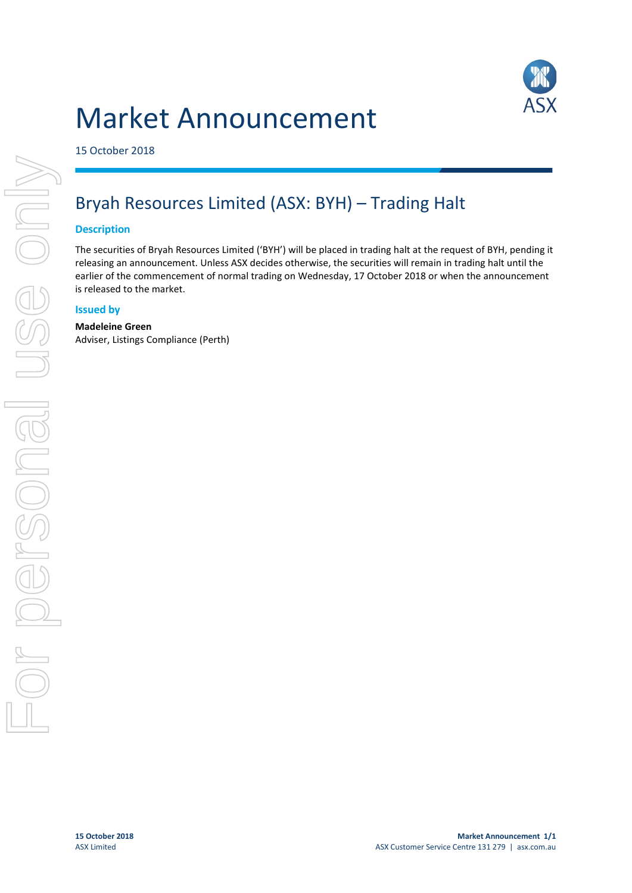# Market Announcement

15 October 2018

## Bryah Resources Limited (ASX: BYH) – Trading Halt

### Description

The securities of Bryah Resources Limited ('BYH') will be placed in trading halt at the request of BYH, pending it releasing an announcement. Unless ASX decides otherwise, the securities will remain in trading halt until the earlier of the commencement of normal trading on Wednesday, 17 October 2018 or when the announcement is released to the market.

### Issued by

**Madeleine Green**
Adviser, Listings Compliance (Perth)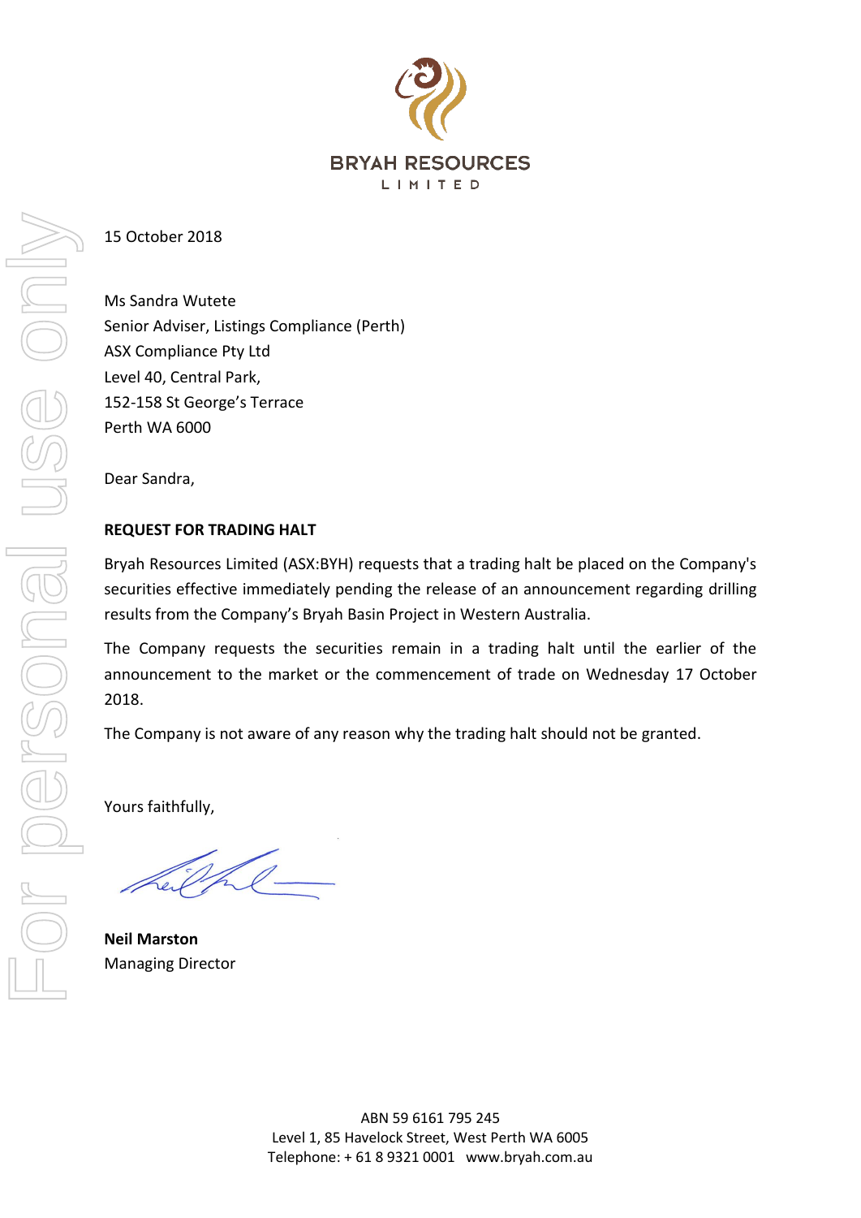BRYAH RESOURCES

LIMITED

15 October 2018

Ms Sandra Wutete
Senior Adviser, Listings Compliance (Perth)
ASX Compliance Pty Ltd
Level 40, Central Park,
152-158 St George's Terrace
Perth WA 6000

Dear Sandra,

**REQUEST FOR TRADING HALT**

Bryah Resources Limited (ASX:BYH) requests that a trading halt be placed on the Company's securities effective immediately pending the release of an announcement regarding drilling results from the Company's Bryah Basin Project in Western Australia.

The Company requests the securities remain in a trading halt until the earlier of the announcement to the market or the commencement of trade on Wednesday 17 October 2018.

The Company is not aware of any reason why the trading halt should not be granted.

Yours faithfully,

**Neil Marston**
Managing Director

ABN 59 6161 795 245
Level 1, 85 Havelock Street, West Perth WA 6005
Telephone: + 61 8 9321 0001 www.bryah.com.au